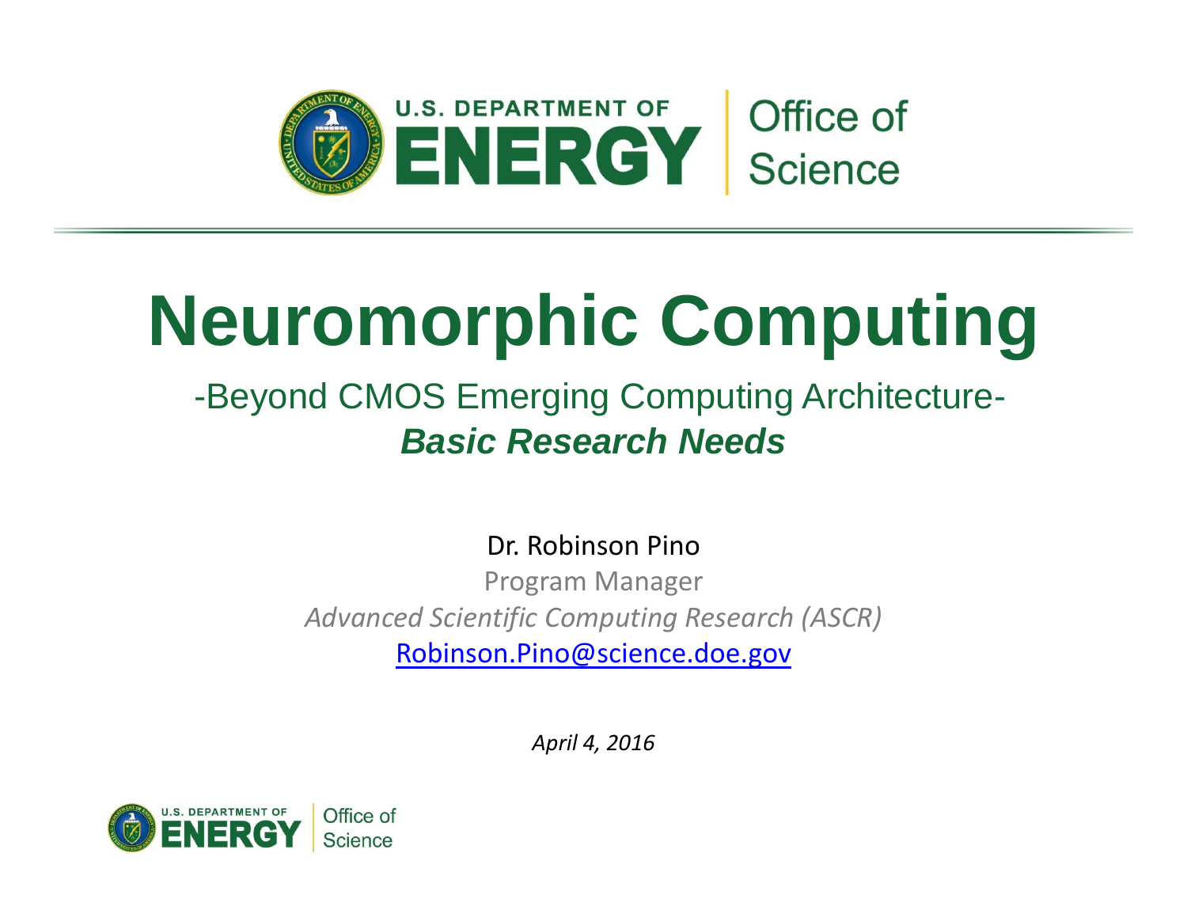U.S. DEPARTMENT OF ENERGY | Office of Science

# Neuromorphic Computing

-Beyond CMOS Emerging Computing Architecture-

***Basic Research Needs***

Dr. Robinson Pino

Program Manager

*Advanced Scientific Computing Research (ASCR)*

Robinson.Pino@science.doe.gov

*April 4, 2016*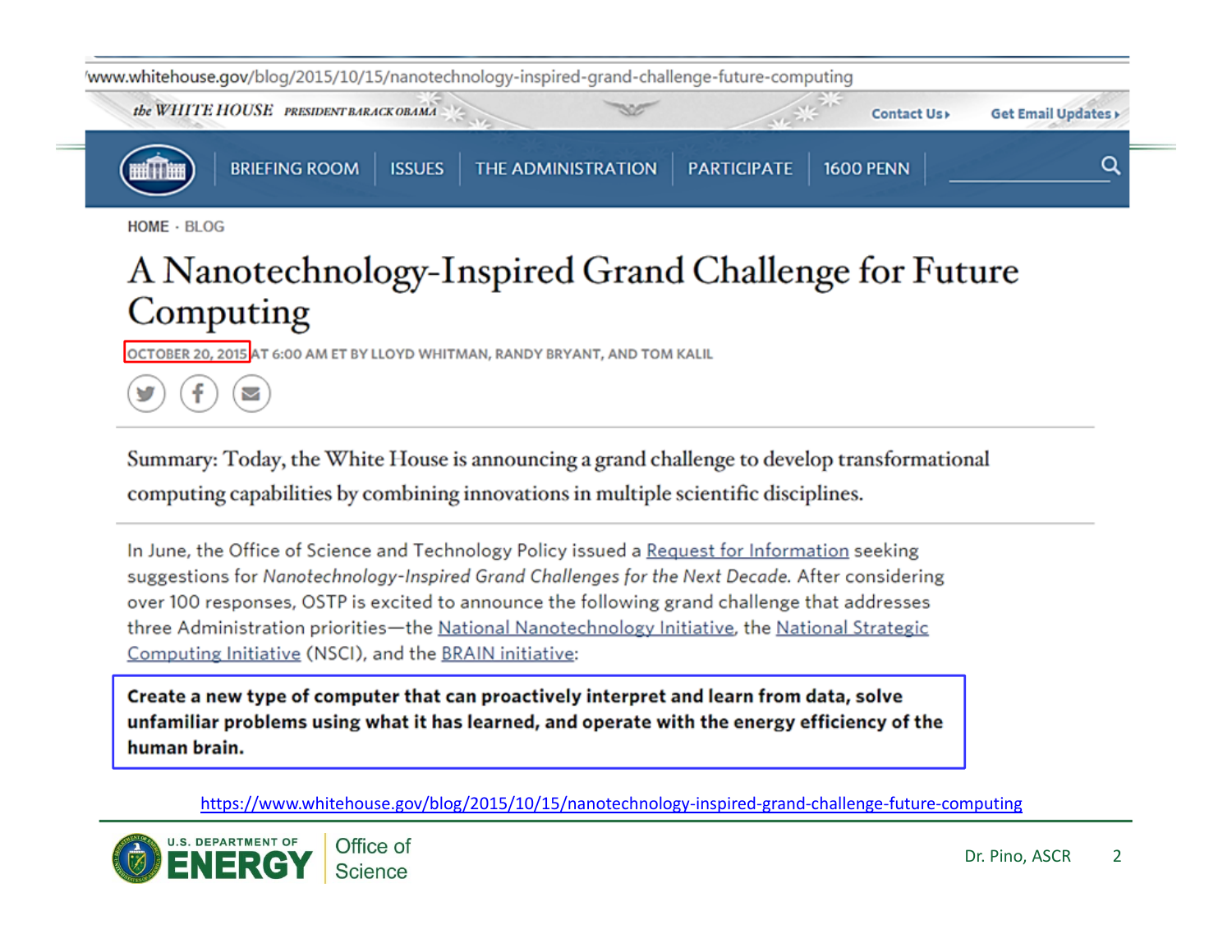www.whitehouse.gov/blog/2015/10/15/nanotechnology-inspired-grand-challenge-future-computing

the WHITE HOUSE PRESIDENT BARACK OBAMA

Contact Us › Get Email Updates ›

BRIEFING ROOM | ISSUES | THE ADMINISTRATION | PARTICIPATE | 1600 PENN

HOME · BLOG

# A Nanotechnology-Inspired Grand Challenge for Future Computing

OCTOBER 20, 2015 AT 6:00 AM ET BY LLOYD WHITMAN, RANDY BRYANT, AND TOM KALIL

Summary: Today, the White House is announcing a grand challenge to develop transformational computing capabilities by combining innovations in multiple scientific disciplines.

In June, the Office of Science and Technology Policy issued a Request for Information seeking suggestions for *Nanotechnology-Inspired Grand Challenges for the Next Decade*. After considering over 100 responses, OSTP is excited to announce the following grand challenge that addresses three Administration priorities—the National Nanotechnology Initiative, the National Strategic Computing Initiative (NSCI), and the BRAIN initiative:

**Create a new type of computer that can proactively interpret and learn from data, solve unfamiliar problems using what it has learned, and operate with the energy efficiency of the human brain.**

https://www.whitehouse.gov/blog/2015/10/15/nanotechnology-inspired-grand-challenge-future-computing

U.S. DEPARTMENT OF ENERGY | Office of Science

Dr. Pino, ASCR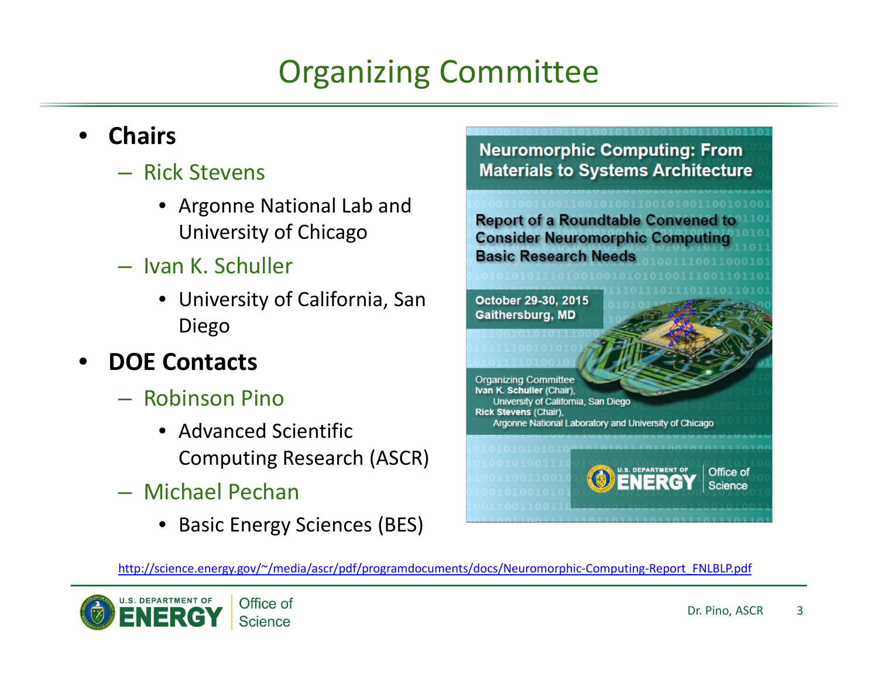# Organizing Committee

- **Chairs**
  - Rick Stevens
    - Argonne National Lab and University of Chicago
  - Ivan K. Schuller
    - University of California, San Diego
- **DOE Contacts**
  - Robinson Pino
    - Advanced Scientific Computing Research (ASCR)
  - Michael Pechan
    - Basic Energy Sciences (BES)

Neuromorphic Computing: From Materials to Systems Architecture

Report of a Roundtable Convened to Consider Neuromorphic Computing Basic Research Needs

October 29-30, 2015
Gaithersburg, MD

Organizing Committee
**Ivan K. Schuller** (Chair),
University of California, San Diego
**Rick Stevens** (Chair),
Argonne National Laboratory and University of Chicago

U.S. DEPARTMENT OF ENERGY | Office of Science

http://science.energy.gov/~/media/ascr/pdf/programdocuments/docs/Neuromorphic-Computing-Report_FNLBLP.pdf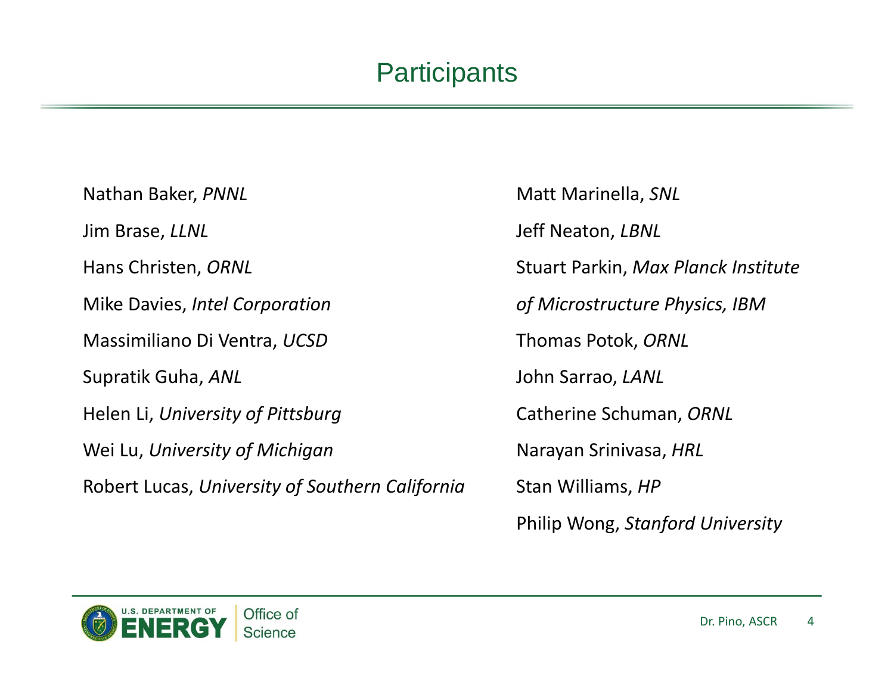# Participants

Nathan Baker, *PNNL*

Jim Brase, *LLNL*

Hans Christen, *ORNL*

Mike Davies, *Intel Corporation*

Massimiliano Di Ventra, *UCSD*

Supratik Guha, *ANL*

Helen Li, *University of Pittsburg*

Wei Lu, *University of Michigan*

Robert Lucas, *University of Southern California*

Matt Marinella, *SNL*

Jeff Neaton, *LBNL*

Stuart Parkin, *Max Planck Institute of Microstructure Physics, IBM*

Thomas Potok, *ORNL*

John Sarrao, *LANL*

Catherine Schuman, *ORNL*

Narayan Srinivasa, *HRL*

Stan Williams, *HP*

Philip Wong, *Stanford University*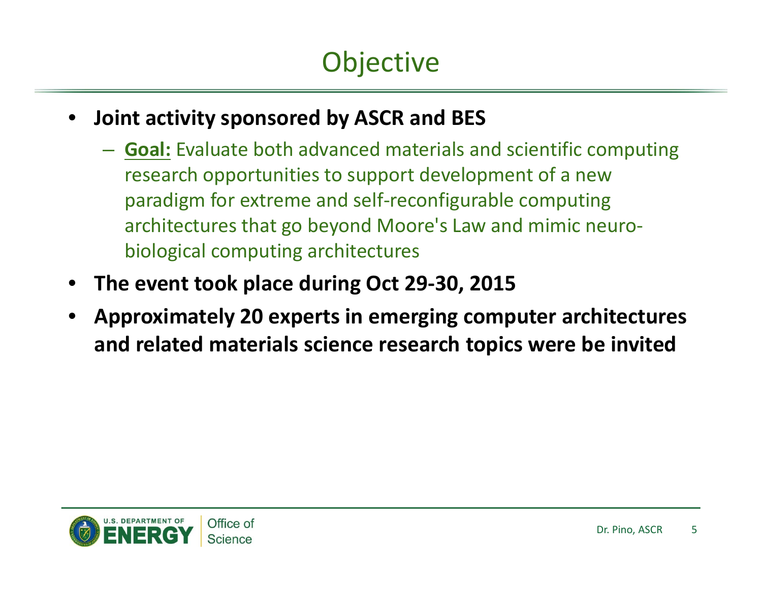# Objective

- **Joint activity sponsored by ASCR and BES**
  - **Goal:** Evaluate both advanced materials and scientific computing research opportunities to support development of a new paradigm for extreme and self-reconfigurable computing architectures that go beyond Moore's Law and mimic neuro-biological computing architectures
- **The event took place during Oct 29-30, 2015**
- **Approximately 20 experts in emerging computer architectures and related materials science research topics were be invited**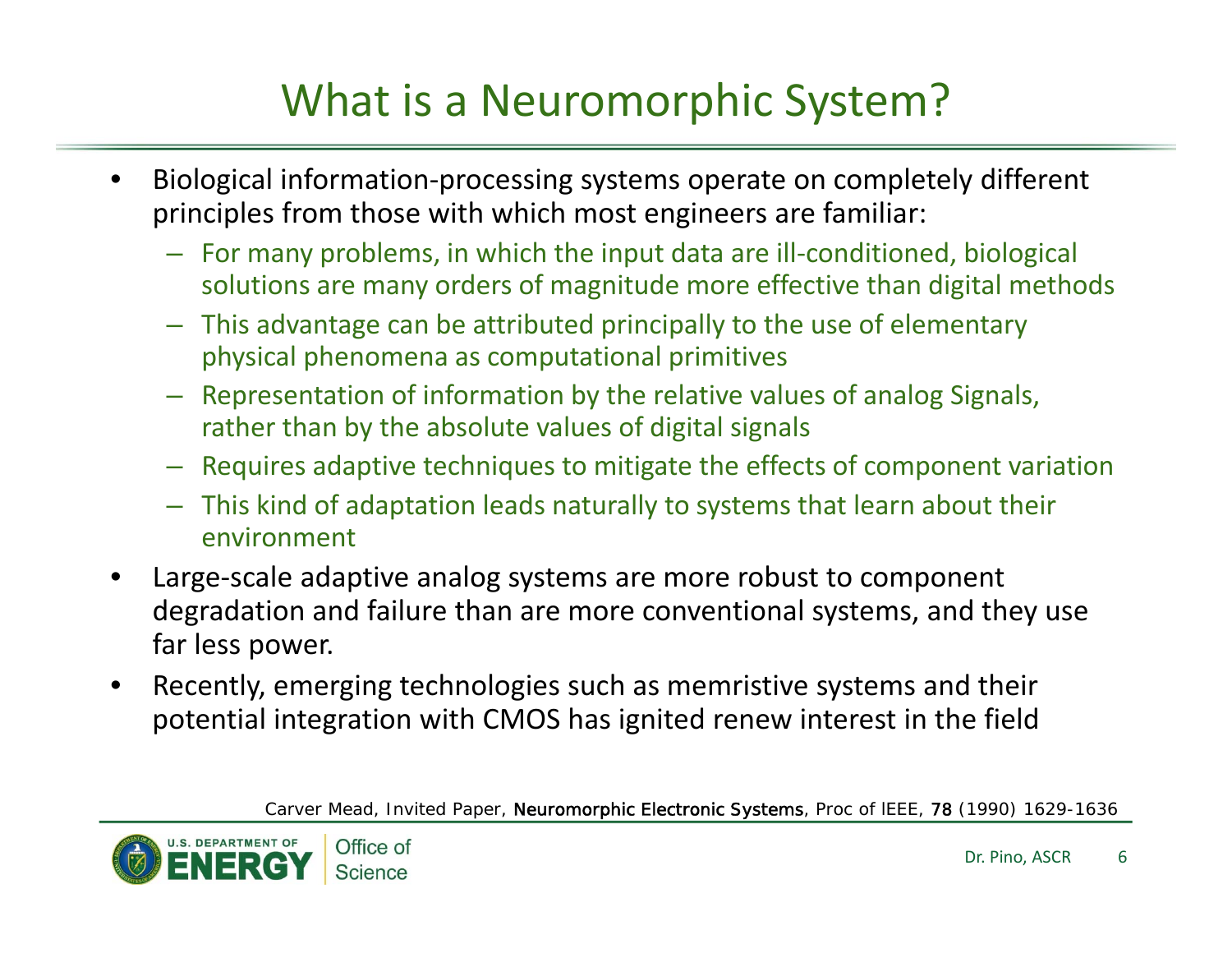# What is a Neuromorphic System?

- Biological information-processing systems operate on completely different principles from those with which most engineers are familiar:
  - For many problems, in which the input data are ill-conditioned, biological solutions are many orders of magnitude more effective than digital methods
  - This advantage can be attributed principally to the use of elementary physical phenomena as computational primitives
  - Representation of information by the relative values of analog Signals, rather than by the absolute values of digital signals
  - Requires adaptive techniques to mitigate the effects of component variation
  - This kind of adaptation leads naturally to systems that learn about their environment
- Large-scale adaptive analog systems are more robust to component degradation and failure than are more conventional systems, and they use far less power.
- Recently, emerging technologies such as memristive systems and their potential integration with CMOS has ignited renew interest in the field

Carver Mead, Invited Paper, Neuromorphic Electronic Systems, Proc of IEEE, 78 (1990) 1629-1636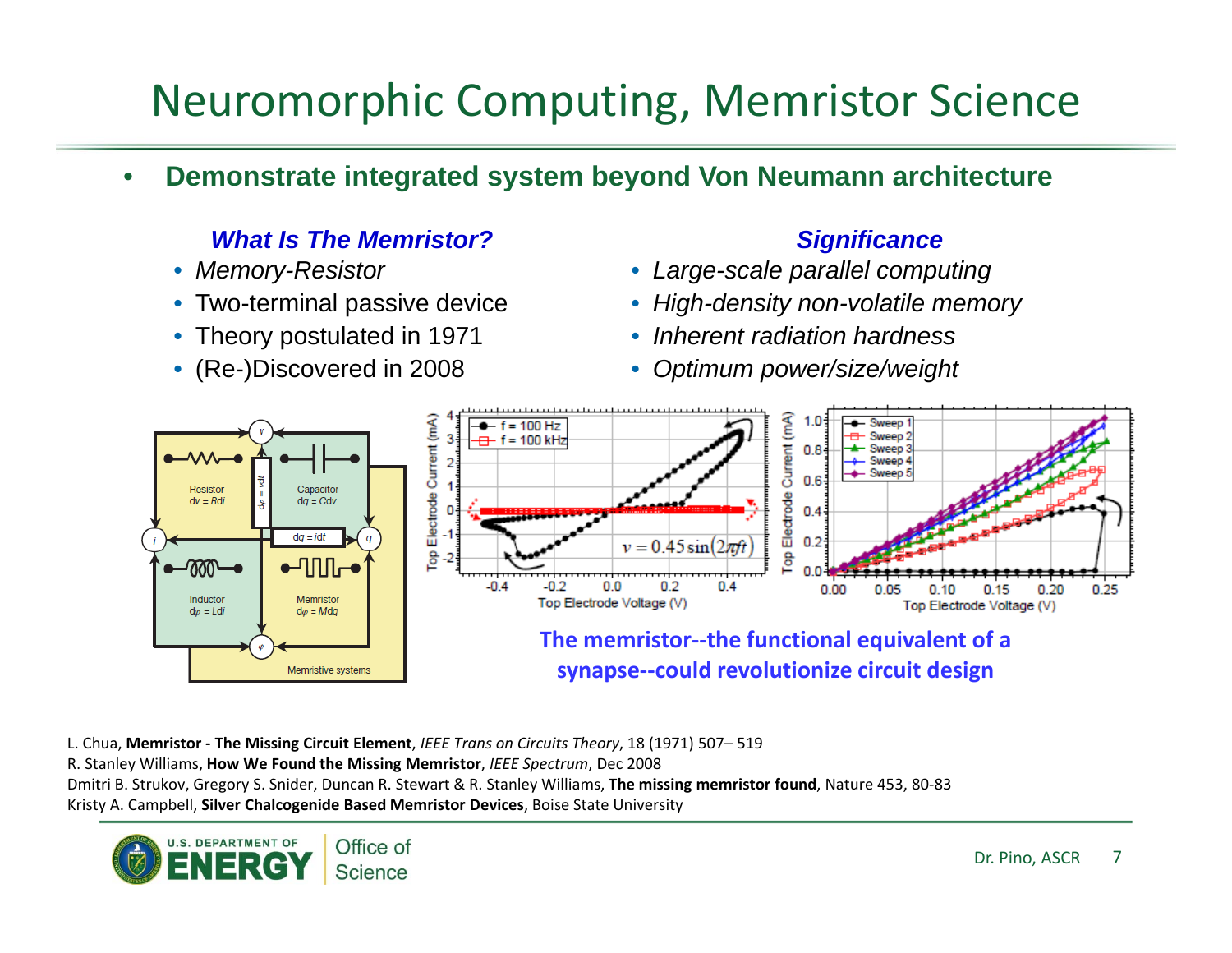# Neuromorphic Computing, Memristor Science

- **Demonstrate integrated system beyond Von Neumann architecture**

***What Is The Memristor?***

- *Memory-Resistor*
- Two-terminal passive device
- Theory postulated in 1971
- (Re-)Discovered in 2008

***Significance***

- *Large-scale parallel computing*
- *High-density non-volatile memory*
- *Inherent radiation hardness*
- *Optimum power/size/weight*

**The memristor--the functional equivalent of a synapse--could revolutionize circuit design**

L. Chua, **Memristor - The Missing Circuit Element**, *IEEE Trans on Circuits Theory*, 18 (1971) 507– 519
R. Stanley Williams, **How We Found the Missing Memristor**, *IEEE Spectrum*, Dec 2008
Dmitri B. Strukov, Gregory S. Snider, Duncan R. Stewart & R. Stanley Williams, **The missing memristor found**, Nature 453, 80-83
Kristy A. Campbell, **Silver Chalcogenide Based Memristor Devices**, Boise State University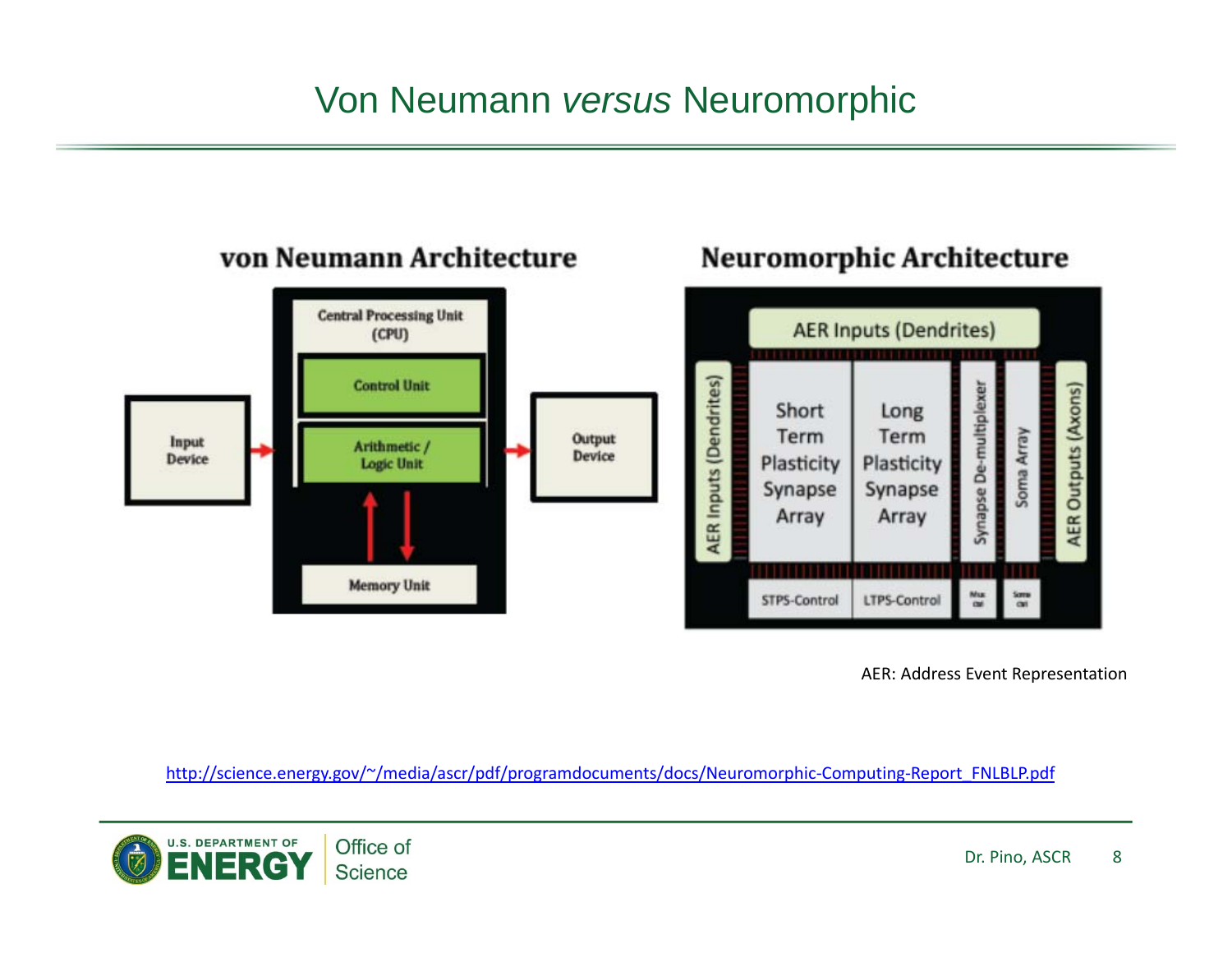# Von Neumann *versus* Neuromorphic

## von Neumann Architecture

Input Device → Central Processing Unit (CPU) [Control Unit; Arithmetic / Logic Unit] ↔ Memory Unit → Output Device

## Neuromorphic Architecture

AER Inputs (Dendrites)

AER Inputs (Dendrites) | Short Term Plasticity Synapse Array | Long Term Plasticity Synapse Array | Synapse De-multiplexer | Soma Array | AER Outputs (Axons)

STPS-Control | LTPS-Control | Mux Ctrl | Soma Ctrl

AER: Address Event Representation

http://science.energy.gov/~/media/ascr/pdf/programdocuments/docs/Neuromorphic-Computing-Report_FNLBLP.pdf

Dr. Pino, ASCR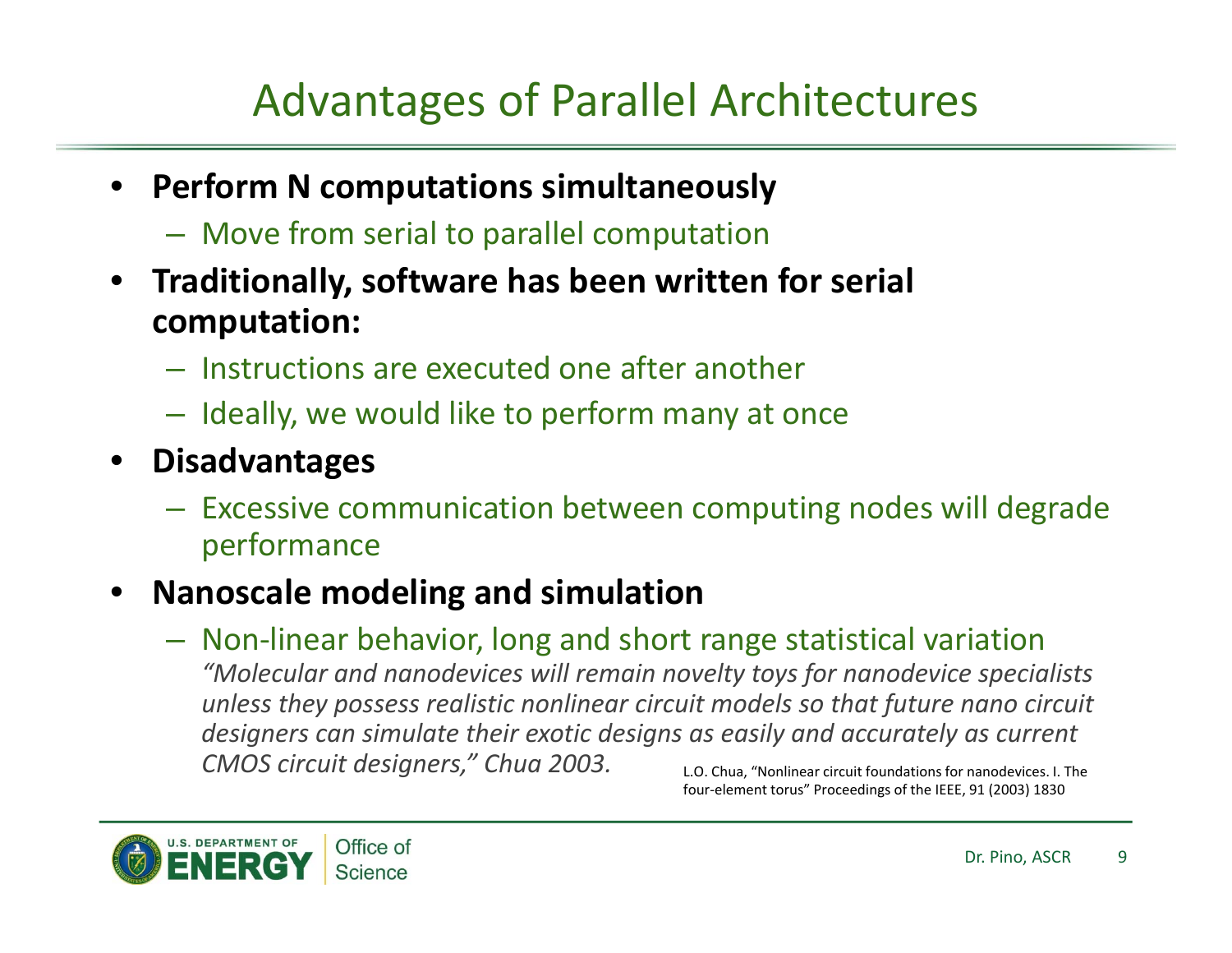# Advantages of Parallel Architectures

- **Perform N computations simultaneously**
  - Move from serial to parallel computation
- **Traditionally, software has been written for serial computation:**
  - Instructions are executed one after another
  - Ideally, we would like to perform many at once
- **Disadvantages**
  - Excessive communication between computing nodes will degrade performance
- **Nanoscale modeling and simulation**
  - Non-linear behavior, long and short range statistical variation

    *"Molecular and nanodevices will remain novelty toys for nanodevice specialists unless they possess realistic nonlinear circuit models so that future nano circuit designers can simulate their exotic designs as easily and accurately as current CMOS circuit designers," Chua 2003.*

L.O. Chua, "Nonlinear circuit foundations for nanodevices. I. The four-element torus" Proceedings of the IEEE, 91 (2003) 1830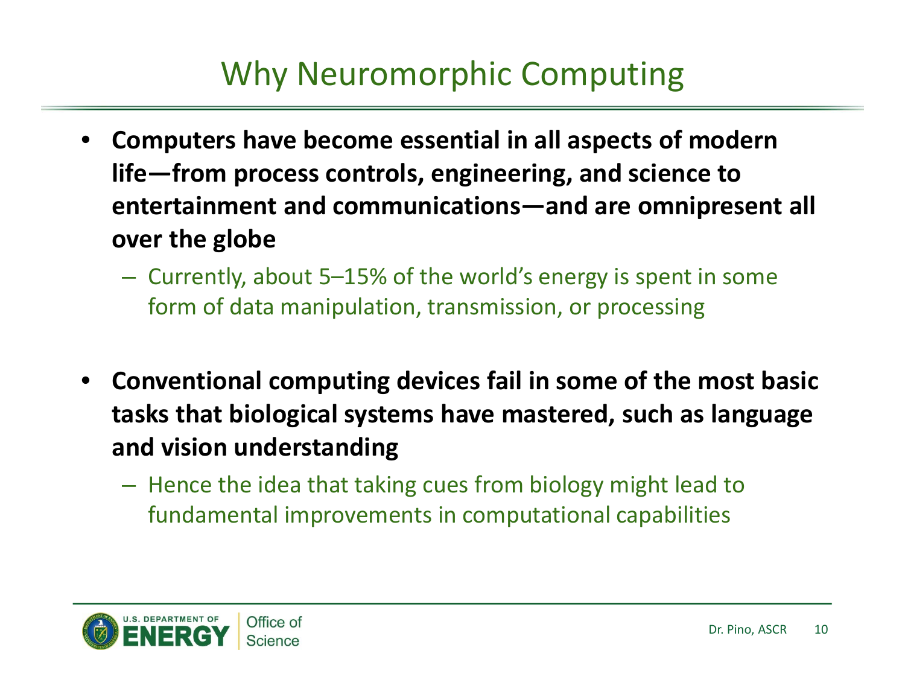# Why Neuromorphic Computing

- **Computers have become essential in all aspects of modern life—from process controls, engineering, and science to entertainment and communications—and are omnipresent all over the globe**
  - Currently, about 5–15% of the world's energy is spent in some form of data manipulation, transmission, or processing

- **Conventional computing devices fail in some of the most basic tasks that biological systems have mastered, such as language and vision understanding**
  - Hence the idea that taking cues from biology might lead to fundamental improvements in computational capabilities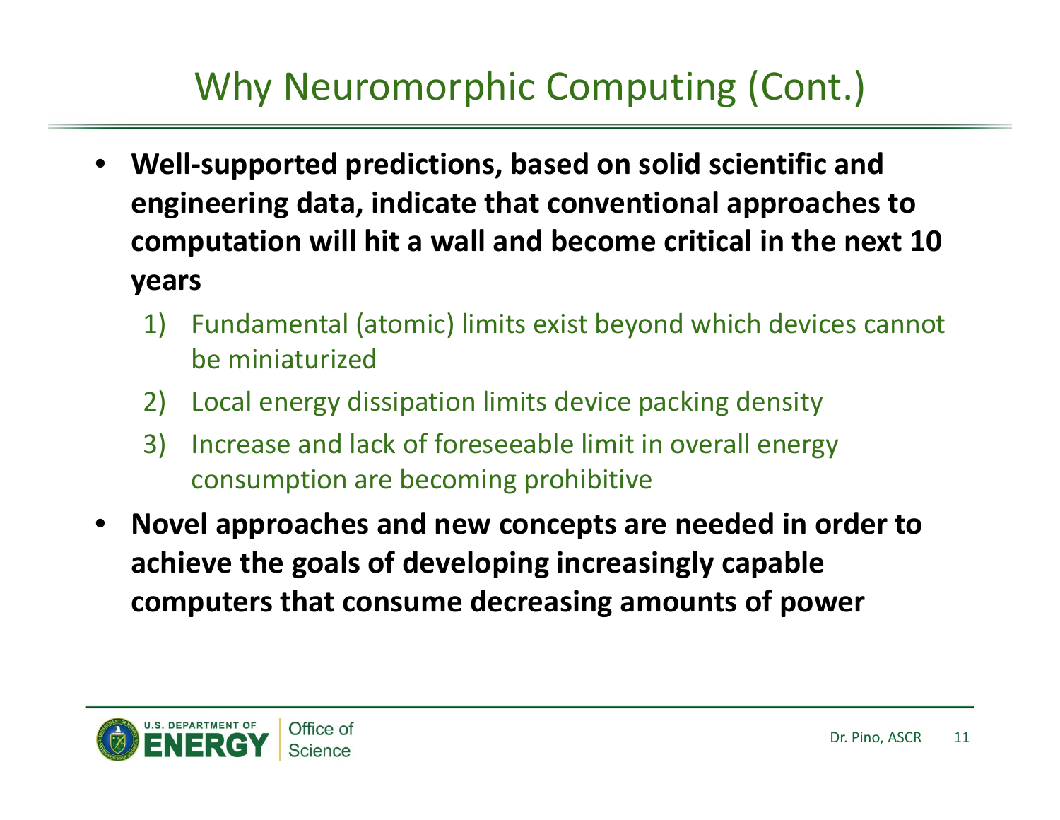# Why Neuromorphic Computing (Cont.)

- **Well-supported predictions, based on solid scientific and engineering data, indicate that conventional approaches to computation will hit a wall and become critical in the next 10 years**
  1) Fundamental (atomic) limits exist beyond which devices cannot be miniaturized
  2) Local energy dissipation limits device packing density
  3) Increase and lack of foreseeable limit in overall energy consumption are becoming prohibitive
- **Novel approaches and new concepts are needed in order to achieve the goals of developing increasingly capable computers that consume decreasing amounts of power**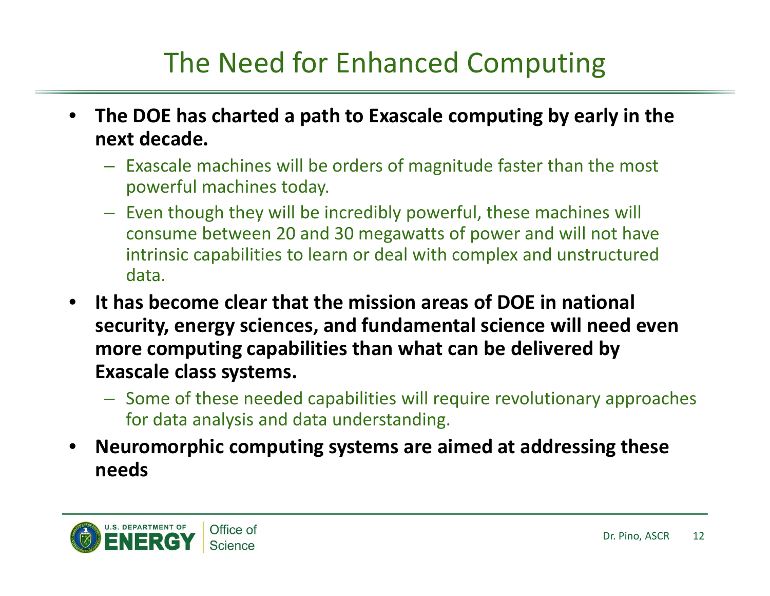# The Need for Enhanced Computing

- **The DOE has charted a path to Exascale computing by early in the next decade.**
  - Exascale machines will be orders of magnitude faster than the most powerful machines today.
  - Even though they will be incredibly powerful, these machines will consume between 20 and 30 megawatts of power and will not have intrinsic capabilities to learn or deal with complex and unstructured data.
- **It has become clear that the mission areas of DOE in national security, energy sciences, and fundamental science will need even more computing capabilities than what can be delivered by Exascale class systems.**
  - Some of these needed capabilities will require revolutionary approaches for data analysis and data understanding.
- **Neuromorphic computing systems are aimed at addressing these needs**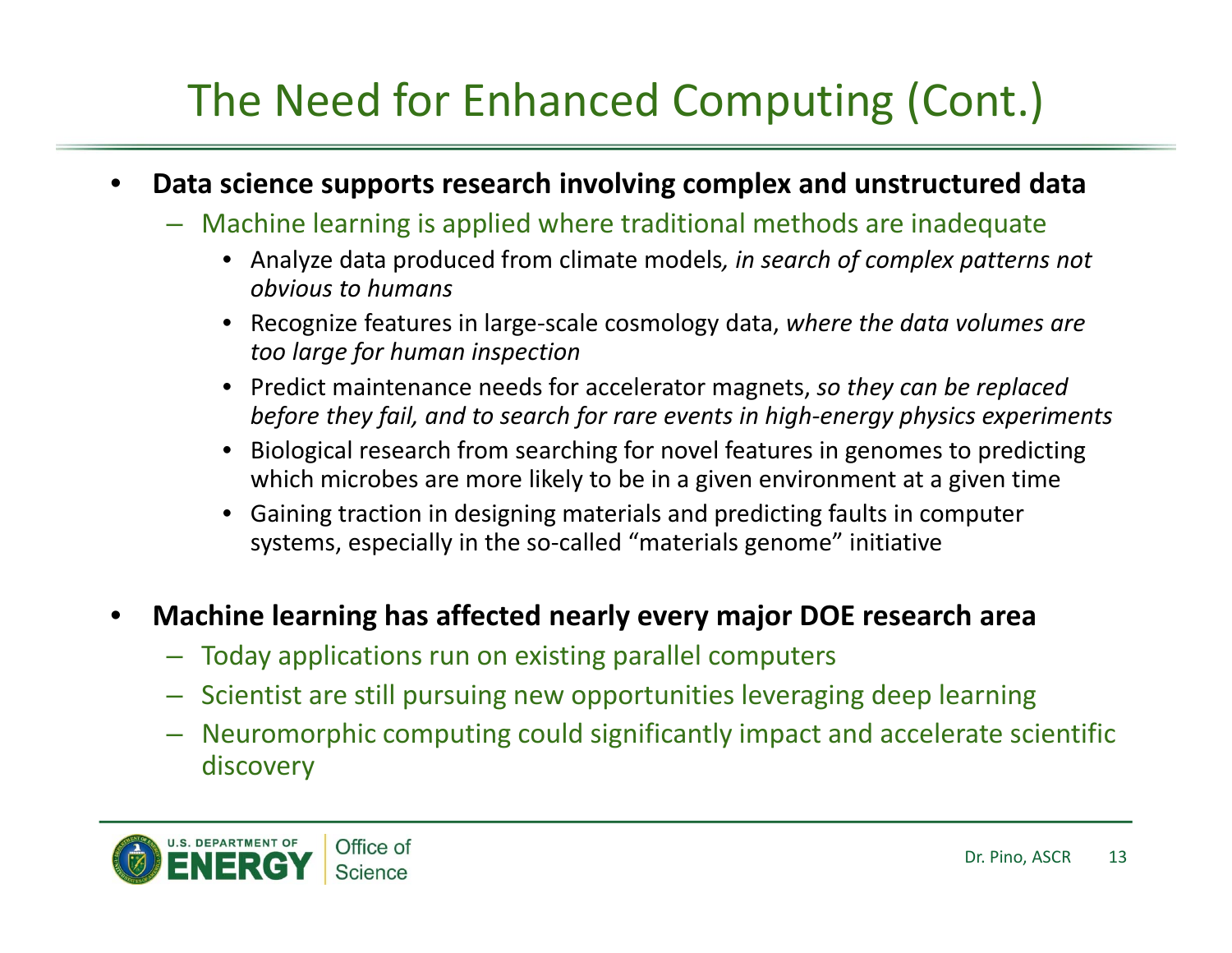# The Need for Enhanced Computing (Cont.)

- **Data science supports research involving complex and unstructured data**
  - Machine learning is applied where traditional methods are inadequate
    - Analyze data produced from climate models*, in search of complex patterns not obvious to humans*
    - Recognize features in large-scale cosmology data, *where the data volumes are too large for human inspection*
    - Predict maintenance needs for accelerator magnets, *so they can be replaced before they fail, and to search for rare events in high-energy physics experiments*
    - Biological research from searching for novel features in genomes to predicting which microbes are more likely to be in a given environment at a given time
    - Gaining traction in designing materials and predicting faults in computer systems, especially in the so-called "materials genome" initiative

- **Machine learning has affected nearly every major DOE research area**
  - Today applications run on existing parallel computers
  - Scientist are still pursuing new opportunities leveraging deep learning
  - Neuromorphic computing could significantly impact and accelerate scientific discovery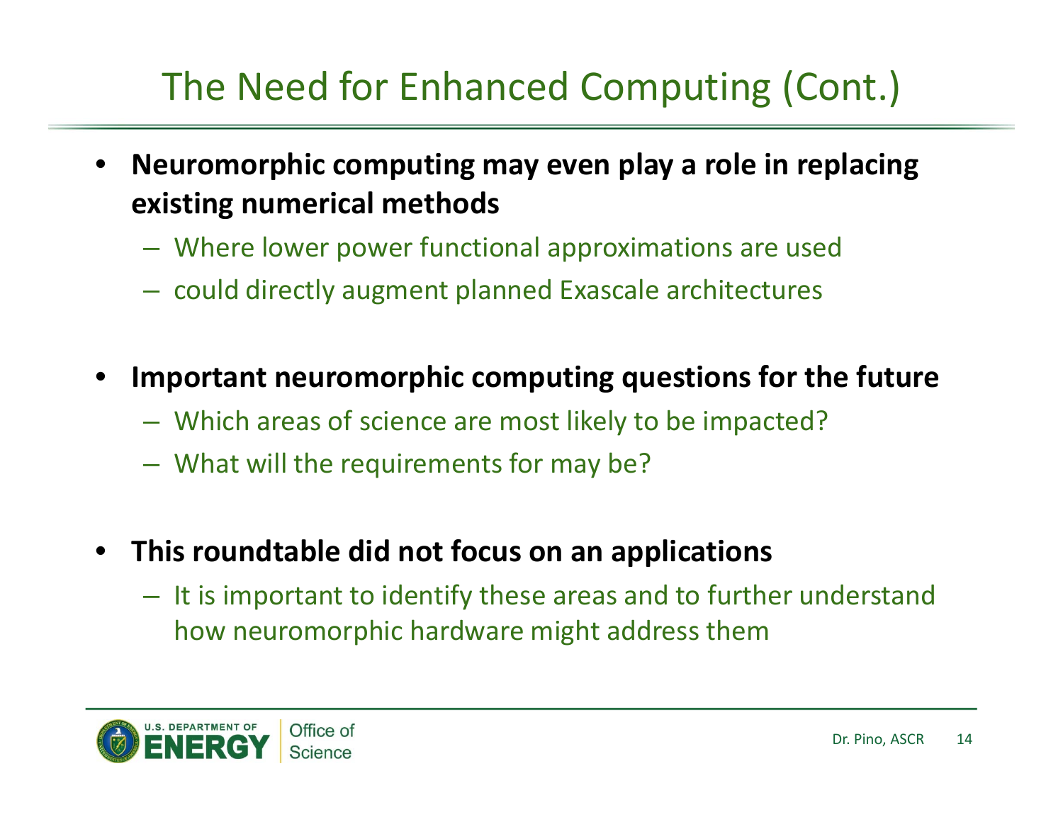# The Need for Enhanced Computing (Cont.)

- **Neuromorphic computing may even play a role in replacing existing numerical methods**
  - Where lower power functional approximations are used
  - could directly augment planned Exascale architectures

- **Important neuromorphic computing questions for the future**
  - Which areas of science are most likely to be impacted?
  - What will the requirements for may be?

- **This roundtable did not focus on an applications**
  - It is important to identify these areas and to further understand how neuromorphic hardware might address them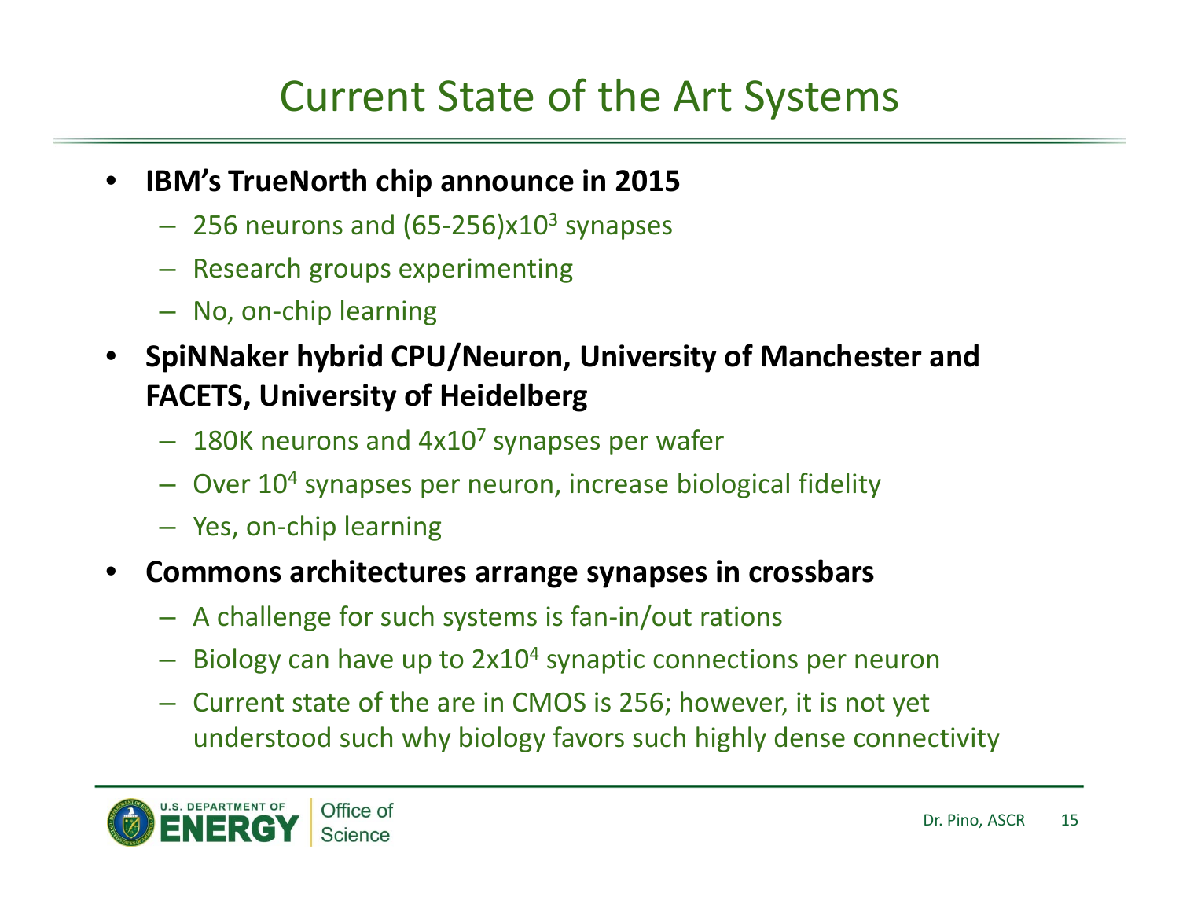# Current State of the Art Systems

- **IBM's TrueNorth chip announce in 2015**
  - 256 neurons and (65-256)x$10^3$ synapses
  - Research groups experimenting
  - No, on-chip learning
- **SpiNNaker hybrid CPU/Neuron, University of Manchester and FACETS, University of Heidelberg**
  - 180K neurons and 4x$10^7$ synapses per wafer
  - Over $10^4$ synapses per neuron, increase biological fidelity
  - Yes, on-chip learning
- **Commons architectures arrange synapses in crossbars**
  - A challenge for such systems is fan-in/out rations
  - Biology can have up to 2x$10^4$ synaptic connections per neuron
  - Current state of the are in CMOS is 256; however, it is not yet understood such why biology favors such highly dense connectivity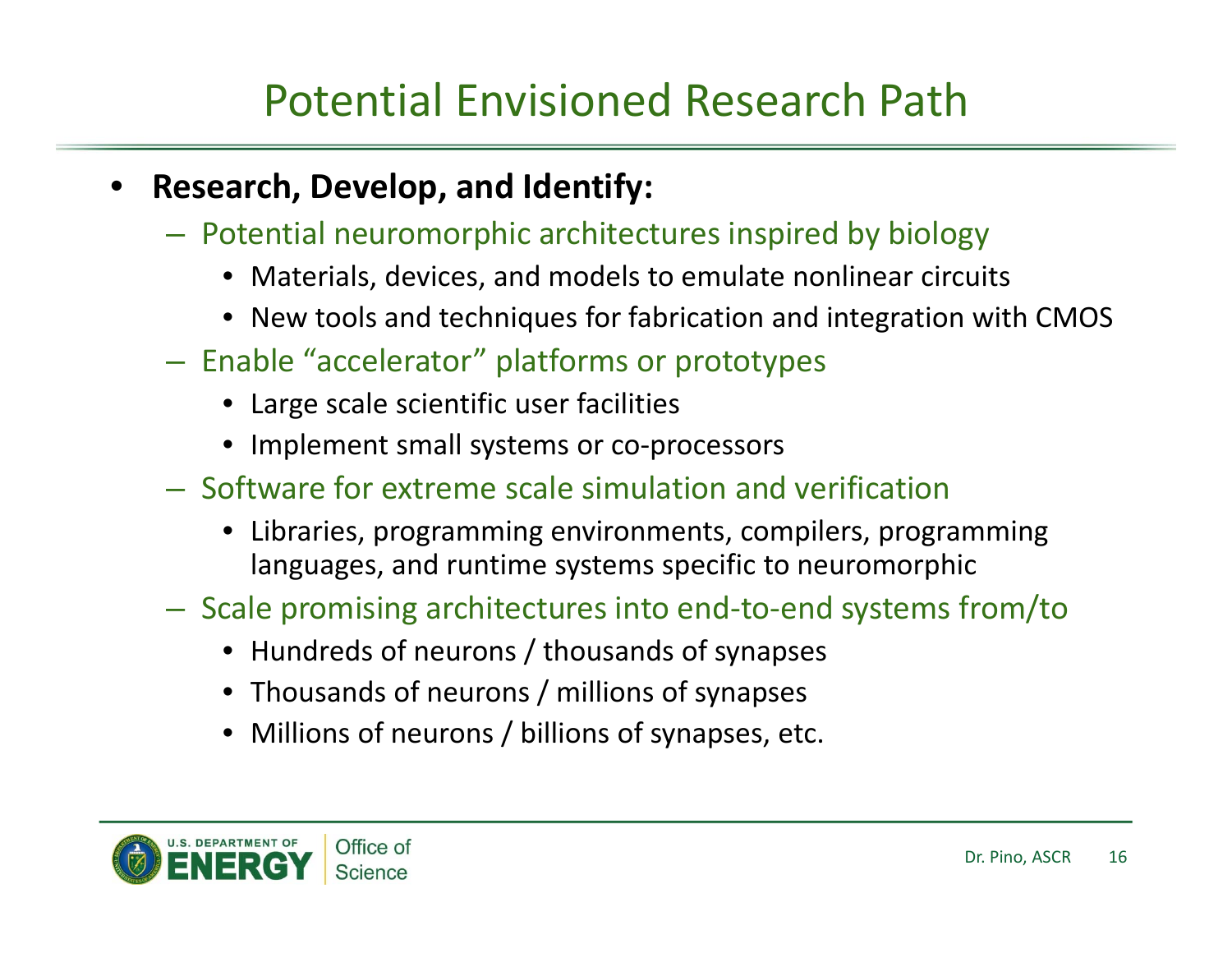# Potential Envisioned Research Path

- **Research, Develop, and Identify:**
  - Potential neuromorphic architectures inspired by biology
    - Materials, devices, and models to emulate nonlinear circuits
    - New tools and techniques for fabrication and integration with CMOS
  - Enable "accelerator" platforms or prototypes
    - Large scale scientific user facilities
    - Implement small systems or co-processors
  - Software for extreme scale simulation and verification
    - Libraries, programming environments, compilers, programming languages, and runtime systems specific to neuromorphic
  - Scale promising architectures into end-to-end systems from/to
    - Hundreds of neurons / thousands of synapses
    - Thousands of neurons / millions of synapses
    - Millions of neurons / billions of synapses, etc.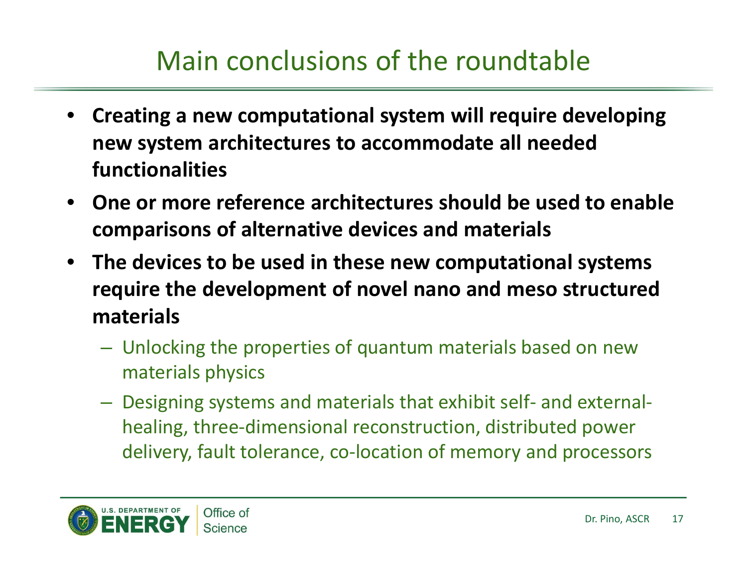# Main conclusions of the roundtable

- **Creating a new computational system will require developing new system architectures to accommodate all needed functionalities**
- **One or more reference architectures should be used to enable comparisons of alternative devices and materials**
- **The devices to be used in these new computational systems require the development of novel nano and meso structured materials**
  - Unlocking the properties of quantum materials based on new materials physics
  - Designing systems and materials that exhibit self- and external-healing, three-dimensional reconstruction, distributed power delivery, fault tolerance, co-location of memory and processors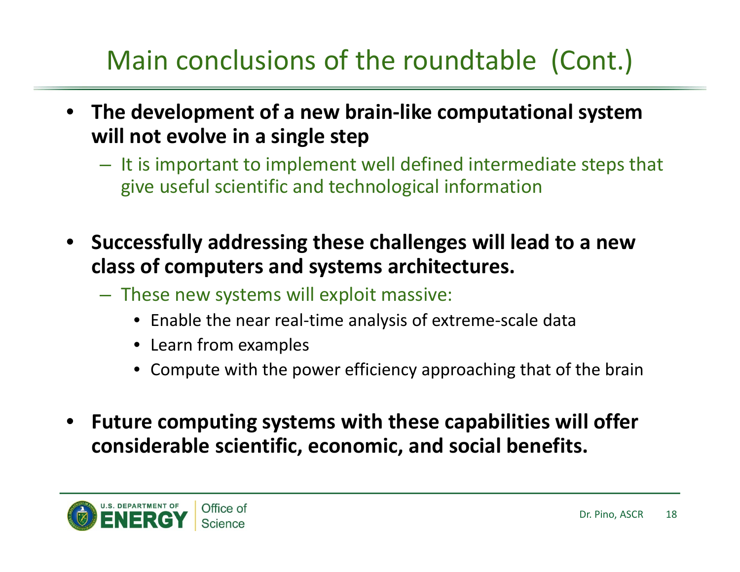# Main conclusions of the roundtable (Cont.)

- **The development of a new brain-like computational system will not evolve in a single step**
  - It is important to implement well defined intermediate steps that give useful scientific and technological information

- **Successfully addressing these challenges will lead to a new class of computers and systems architectures.**
  - These new systems will exploit massive:
    - Enable the near real-time analysis of extreme-scale data
    - Learn from examples
    - Compute with the power efficiency approaching that of the brain

- **Future computing systems with these capabilities will offer considerable scientific, economic, and social benefits.**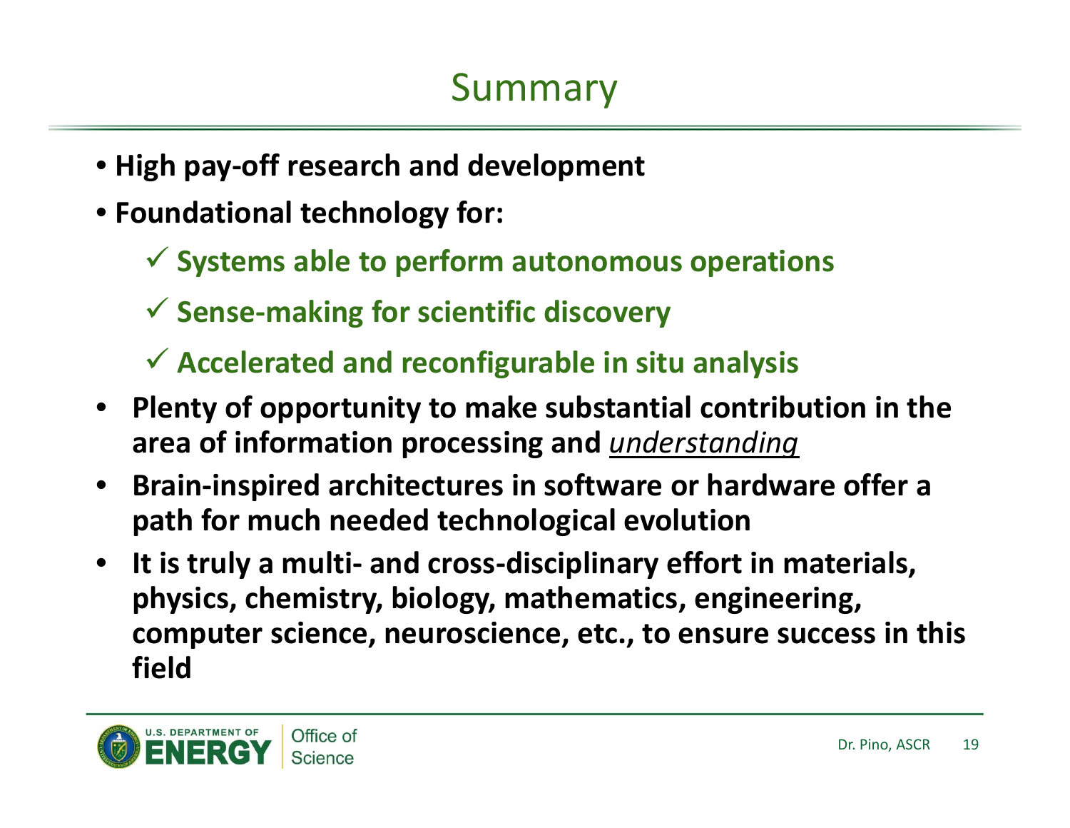# Summary

- **High pay-off research and development**
- **Foundational technology for:**
  - ✓ **Systems able to perform autonomous operations**
  - ✓ **Sense-making for scientific discovery**
  - ✓ **Accelerated and reconfigurable in situ analysis**
- **Plenty of opportunity to make substantial contribution in the area of information processing and *understanding***
- **Brain-inspired architectures in software or hardware offer a path for much needed technological evolution**
- **It is truly a multi- and cross-disciplinary effort in materials, physics, chemistry, biology, mathematics, engineering, computer science, neuroscience, etc., to ensure success in this field**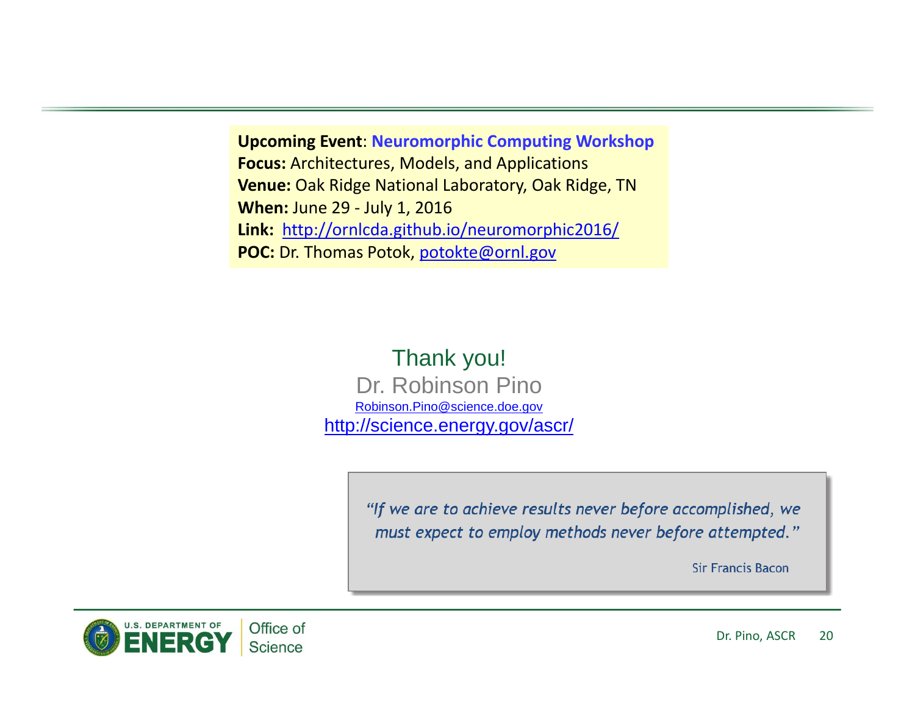**Upcoming Event**: **Neuromorphic Computing Workshop**
**Focus:** Architectures, Models, and Applications
**Venue:** Oak Ridge National Laboratory, Oak Ridge, TN
**When:** June 29 - July 1, 2016
**Link:** [http://ornlcda.github.io/neuromorphic2016/](http://ornlcda.github.io/neuromorphic2016/)
**POC:** Dr. Thomas Potok, [potokte@ornl.gov](mailto:potokte@ornl.gov)

Thank you!

Dr. Robinson Pino

[Robinson.Pino@science.doe.gov](mailto:Robinson.Pino@science.doe.gov)

[http://science.energy.gov/ascr/](http://science.energy.gov/ascr/)

> *"If we are to achieve results never before accomplished, we must expect to employ methods never before attempted."*
>
> Sir Francis Bacon